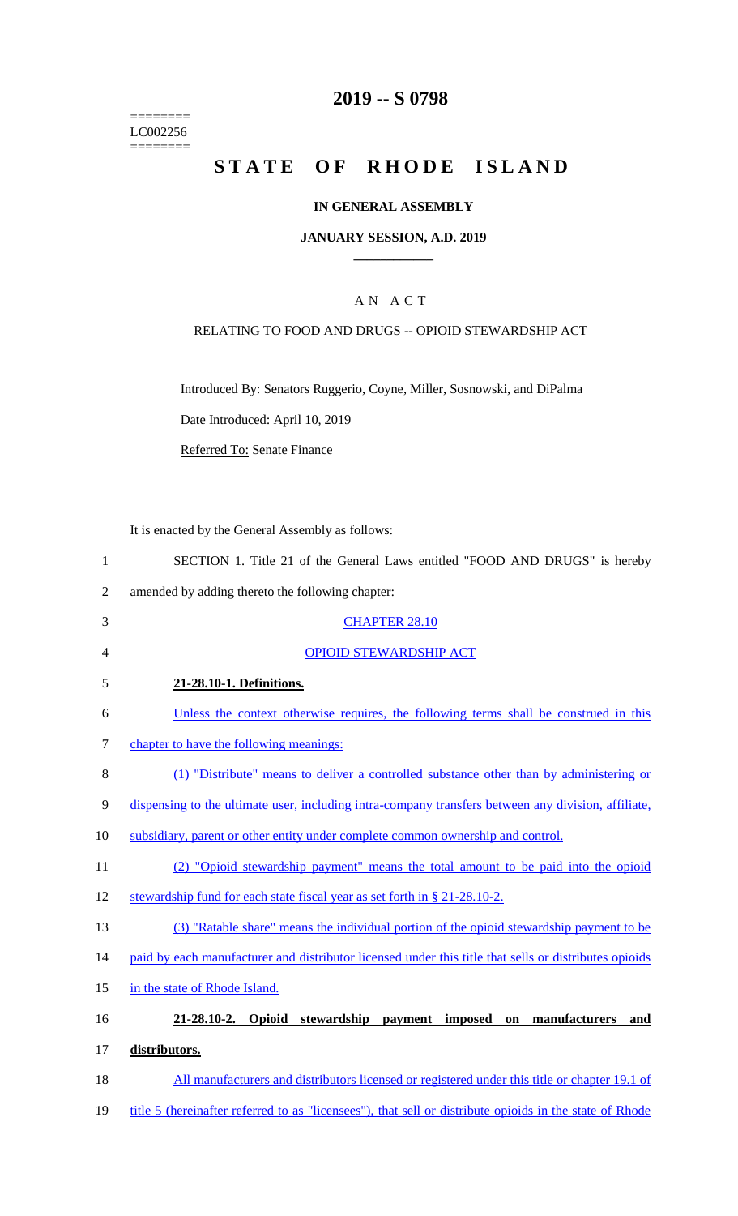======== LC002256 ========

# 2019 -- S 0798

# STATE OF RHODE ISLAND

## IN GENERAL ASSEMBLY

### JANUARY SESSION, A.D. 2019

## A N A C T

### RELATING TO FOOD AND DRUGS -- OPIOID STEWARDSHIP ACT

Introduced By: Senators Ruggerio, Coyne, Miller, Sosnowski, and DiPalma

Date Introduced: April 10, 2019

Referred To: Senate Finance

It is enacted by the General Assembly as follows:

1 SECTION 1. Title 21 of the General Laws entitled "FOOD AND DRUGS" is hereby
2 amended by adding thereto the following chapter:

3 CHAPTER 28.10

4 OPIOID STEWARDSHIP ACT

5 **21-28.10-1. Definitions.**

6 Unless the context otherwise requires, the following terms shall be construed in this
7 chapter to have the following meanings:

8 (1) "Distribute" means to deliver a controlled substance other than by administering or
9 dispensing to the ultimate user, including intra-company transfers between any division, affiliate,
10 subsidiary, parent or other entity under complete common ownership and control.

11 (2) "Opioid stewardship payment" means the total amount to be paid into the opioid
12 stewardship fund for each state fiscal year as set forth in § 21-28.10-2.

13 (3) "Ratable share" means the individual portion of the opioid stewardship payment to be
14 paid by each manufacturer and distributor licensed under this title that sells or distributes opioids
15 in the state of Rhode Island.

16 **21-28.10-2. Opioid stewardship payment imposed on manufacturers and**
17 **distributors.**

18 All manufacturers and distributors licensed or registered under this title or chapter 19.1 of
19 title 5 (hereinafter referred to as "licensees"), that sell or distribute opioids in the state of Rhode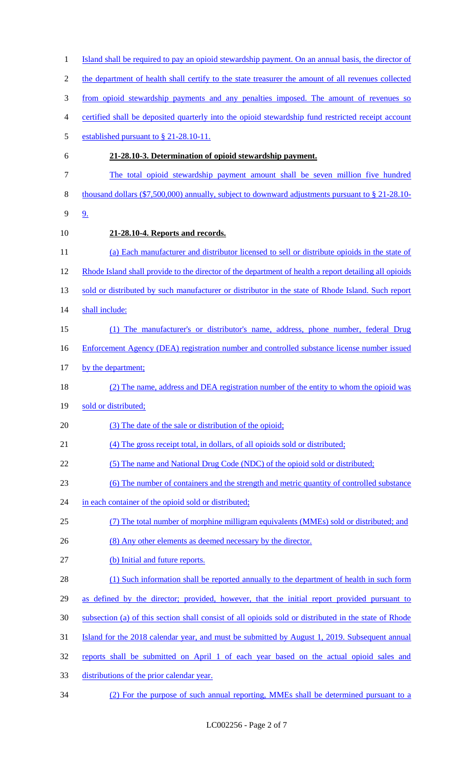Island shall be required to pay an opioid stewardship payment. On an annual basis, the director of the department of health shall certify to the state treasurer the amount of all revenues collected from opioid stewardship payments and any penalties imposed. The amount of revenues so certified shall be deposited quarterly into the opioid stewardship fund restricted receipt account established pursuant to § 21-28.10-11.

**21-28.10-3. Determination of opioid stewardship payment.**

The total opioid stewardship payment amount shall be seven million five hundred thousand dollars ($7,500,000) annually, subject to downward adjustments pursuant to § 21-28.10-9.

**21-28.10-4. Reports and records.**

(a) Each manufacturer and distributor licensed to sell or distribute opioids in the state of Rhode Island shall provide to the director of the department of health a report detailing all opioids sold or distributed by such manufacturer or distributor in the state of Rhode Island. Such report shall include:

(1) The manufacturer's or distributor's name, address, phone number, federal Drug Enforcement Agency (DEA) registration number and controlled substance license number issued by the department;

(2) The name, address and DEA registration number of the entity to whom the opioid was sold or distributed;

(3) The date of the sale or distribution of the opioid;

(4) The gross receipt total, in dollars, of all opioids sold or distributed;

(5) The name and National Drug Code (NDC) of the opioid sold or distributed;

(6) The number of containers and the strength and metric quantity of controlled substance in each container of the opioid sold or distributed;

(7) The total number of morphine milligram equivalents (MMEs) sold or distributed; and

(8) Any other elements as deemed necessary by the director.

(b) Initial and future reports.

(1) Such information shall be reported annually to the department of health in such form as defined by the director; provided, however, that the initial report provided pursuant to subsection (a) of this section shall consist of all opioids sold or distributed in the state of Rhode Island for the 2018 calendar year, and must be submitted by August 1, 2019. Subsequent annual reports shall be submitted on April 1 of each year based on the actual opioid sales and distributions of the prior calendar year.

(2) For the purpose of such annual reporting, MMEs shall be determined pursuant to a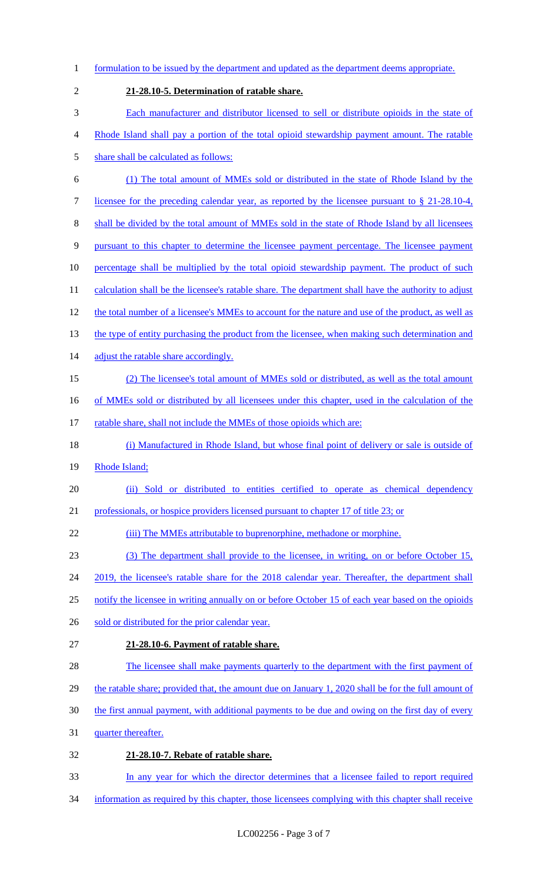formulation to be issued by the department and updated as the department deems appropriate.

**21-28.10-5. Determination of ratable share.**

Each manufacturer and distributor licensed to sell or distribute opioids in the state of Rhode Island shall pay a portion of the total opioid stewardship payment amount. The ratable share shall be calculated as follows:

(1) The total amount of MMEs sold or distributed in the state of Rhode Island by the licensee for the preceding calendar year, as reported by the licensee pursuant to § 21-28.10-4, shall be divided by the total amount of MMEs sold in the state of Rhode Island by all licensees pursuant to this chapter to determine the licensee payment percentage. The licensee payment percentage shall be multiplied by the total opioid stewardship payment. The product of such calculation shall be the licensee's ratable share. The department shall have the authority to adjust the total number of a licensee's MMEs to account for the nature and use of the product, as well as the type of entity purchasing the product from the licensee, when making such determination and adjust the ratable share accordingly.

(2) The licensee's total amount of MMEs sold or distributed, as well as the total amount of MMEs sold or distributed by all licensees under this chapter, used in the calculation of the ratable share, shall not include the MMEs of those opioids which are:

(i) Manufactured in Rhode Island, but whose final point of delivery or sale is outside of Rhode Island;

(ii) Sold or distributed to entities certified to operate as chemical dependency professionals, or hospice providers licensed pursuant to chapter 17 of title 23; or

(iii) The MMEs attributable to buprenorphine, methadone or morphine.

(3) The department shall provide to the licensee, in writing, on or before October 15, 2019, the licensee's ratable share for the 2018 calendar year. Thereafter, the department shall notify the licensee in writing annually on or before October 15 of each year based on the opioids sold or distributed for the prior calendar year.

**21-28.10-6. Payment of ratable share.**

The licensee shall make payments quarterly to the department with the first payment of the ratable share; provided that, the amount due on January 1, 2020 shall be for the full amount of the first annual payment, with additional payments to be due and owing on the first day of every quarter thereafter.

**21-28.10-7. Rebate of ratable share.**

In any year for which the director determines that a licensee failed to report required information as required by this chapter, those licensees complying with this chapter shall receive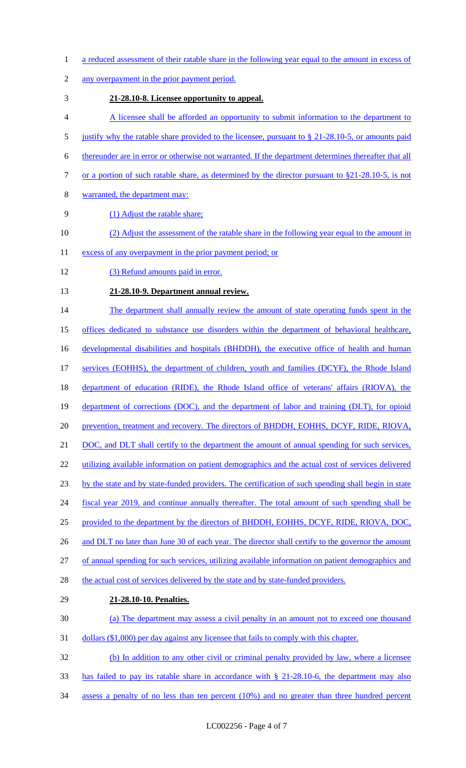a reduced assessment of their ratable share in the following year equal to the amount in excess of any overpayment in the prior payment period.

**21-28.10-8. Licensee opportunity to appeal.**

A licensee shall be afforded an opportunity to submit information to the department to justify why the ratable share provided to the licensee, pursuant to § 21-28.10-5, or amounts paid thereunder are in error or otherwise not warranted. If the department determines thereafter that all or a portion of such ratable share, as determined by the director pursuant to §21-28.10-5, is not warranted, the department may:

(1) Adjust the ratable share;

(2) Adjust the assessment of the ratable share in the following year equal to the amount in excess of any overpayment in the prior payment period; or

(3) Refund amounts paid in error.

**21-28.10-9. Department annual review.**

The department shall annually review the amount of state operating funds spent in the offices dedicated to substance use disorders within the department of behavioral healthcare, developmental disabilities and hospitals (BHDDH), the executive office of health and human services (EOHHS), the department of children, youth and families (DCYF), the Rhode Island department of education (RIDE), the Rhode Island office of veterans' affairs (RIOVA), the department of corrections (DOC), and the department of labor and training (DLT), for opioid prevention, treatment and recovery. The directors of BHDDH, EOHHS, DCYF, RIDE, RIOVA, DOC, and DLT shall certify to the department the amount of annual spending for such services, utilizing available information on patient demographics and the actual cost of services delivered by the state and by state-funded providers. The certification of such spending shall begin in state fiscal year 2019, and continue annually thereafter. The total amount of such spending shall be provided to the department by the directors of BHDDH, EOHHS, DCYF, RIDE, RIOVA, DOC, and DLT no later than June 30 of each year. The director shall certify to the governor the amount of annual spending for such services, utilizing available information on patient demographics and the actual cost of services delivered by the state and by state-funded providers.

**21-28.10-10. Penalties.**

(a) The department may assess a civil penalty in an amount not to exceed one thousand dollars ($1,000) per day against any licensee that fails to comply with this chapter.

(b) In addition to any other civil or criminal penalty provided by law, where a licensee has failed to pay its ratable share in accordance with § 21-28.10-6, the department may also assess a penalty of no less than ten percent (10%) and no greater than three hundred percent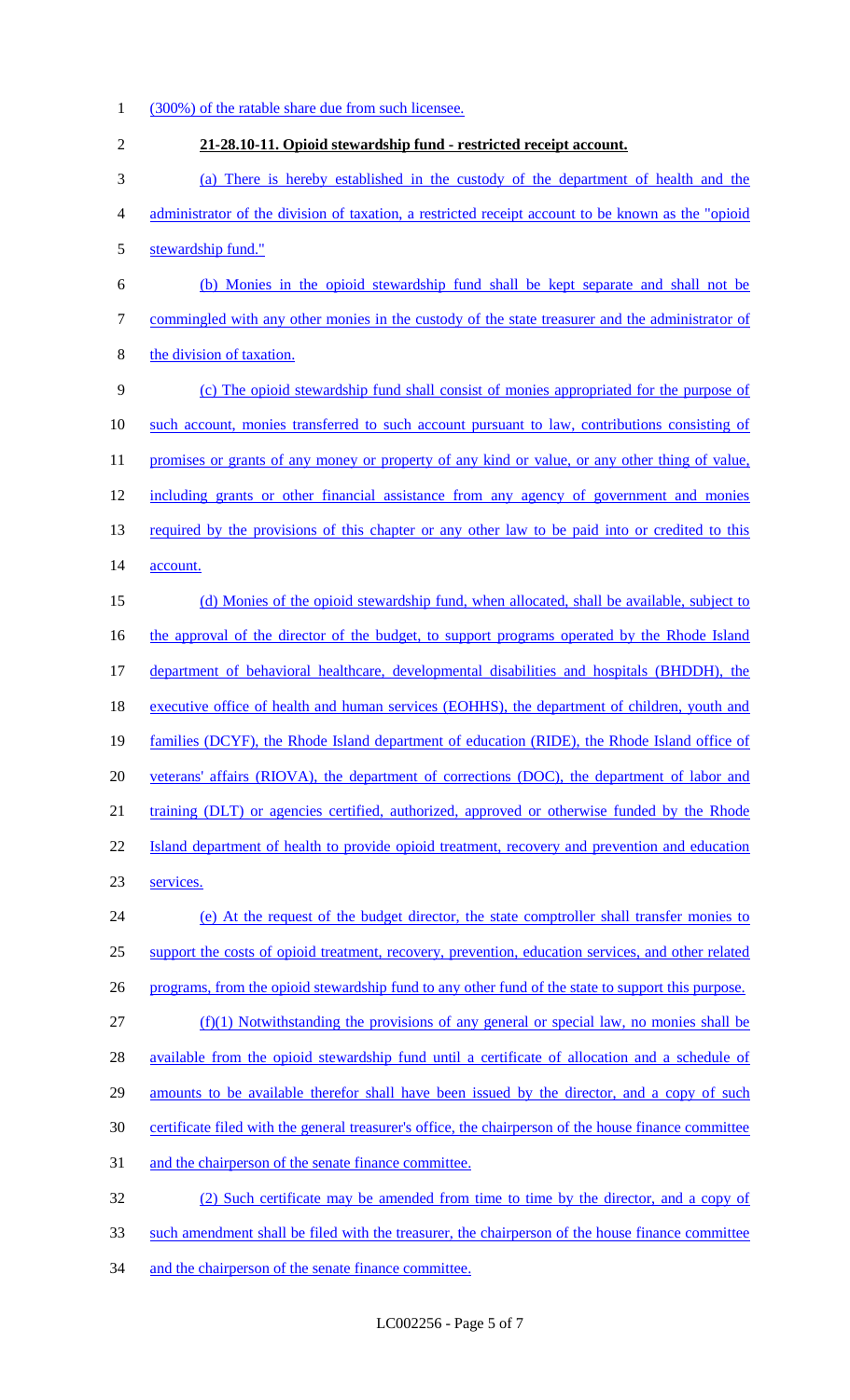(300%) of the ratable share due from such licensee.

**21-28.10-11. Opioid stewardship fund - restricted receipt account.**

(a) There is hereby established in the custody of the department of health and the administrator of the division of taxation, a restricted receipt account to be known as the "opioid stewardship fund."

(b) Monies in the opioid stewardship fund shall be kept separate and shall not be commingled with any other monies in the custody of the state treasurer and the administrator of the division of taxation.

(c) The opioid stewardship fund shall consist of monies appropriated for the purpose of such account, monies transferred to such account pursuant to law, contributions consisting of promises or grants of any money or property of any kind or value, or any other thing of value, including grants or other financial assistance from any agency of government and monies required by the provisions of this chapter or any other law to be paid into or credited to this account.

(d) Monies of the opioid stewardship fund, when allocated, shall be available, subject to the approval of the director of the budget, to support programs operated by the Rhode Island department of behavioral healthcare, developmental disabilities and hospitals (BHDDH), the executive office of health and human services (EOHHS), the department of children, youth and families (DCYF), the Rhode Island department of education (RIDE), the Rhode Island office of veterans' affairs (RIOVA), the department of corrections (DOC), the department of labor and training (DLT) or agencies certified, authorized, approved or otherwise funded by the Rhode Island department of health to provide opioid treatment, recovery and prevention and education services.

(e) At the request of the budget director, the state comptroller shall transfer monies to support the costs of opioid treatment, recovery, prevention, education services, and other related programs, from the opioid stewardship fund to any other fund of the state to support this purpose.

(f)(1) Notwithstanding the provisions of any general or special law, no monies shall be available from the opioid stewardship fund until a certificate of allocation and a schedule of amounts to be available therefor shall have been issued by the director, and a copy of such certificate filed with the general treasurer's office, the chairperson of the house finance committee and the chairperson of the senate finance committee.

(2) Such certificate may be amended from time to time by the director, and a copy of such amendment shall be filed with the treasurer, the chairperson of the house finance committee and the chairperson of the senate finance committee.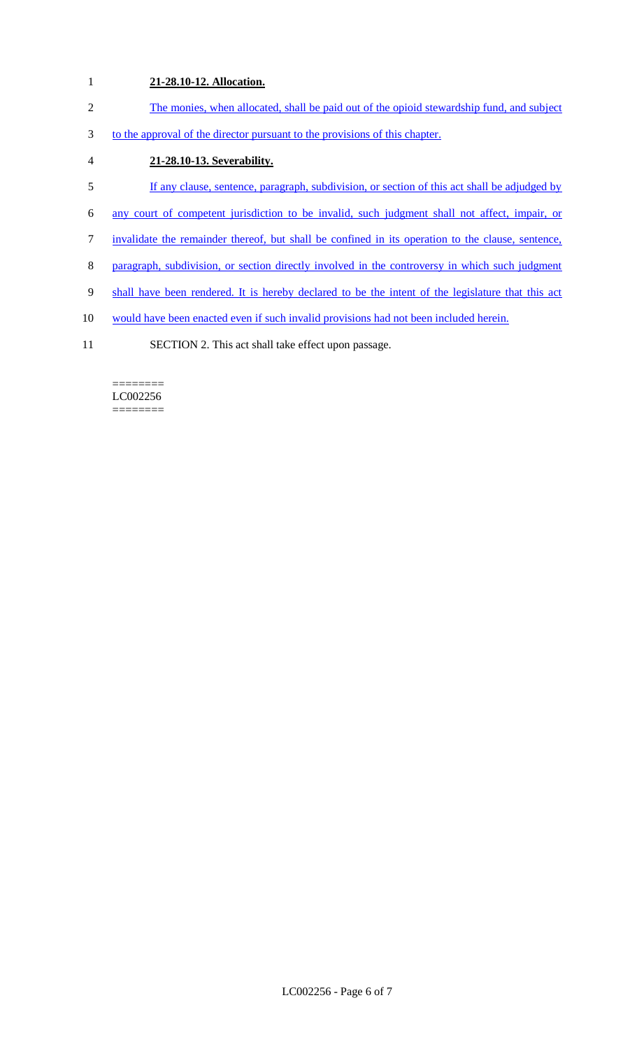**21-28.10-12. Allocation.**

The monies, when allocated, shall be paid out of the opioid stewardship fund, and subject to the approval of the director pursuant to the provisions of this chapter.

**21-28.10-13. Severability.**

If any clause, sentence, paragraph, subdivision, or section of this act shall be adjudged by any court of competent jurisdiction to be invalid, such judgment shall not affect, impair, or invalidate the remainder thereof, but shall be confined in its operation to the clause, sentence, paragraph, subdivision, or section directly involved in the controversy in which such judgment shall have been rendered. It is hereby declared to be the intent of the legislature that this act would have been enacted even if such invalid provisions had not been included herein.

SECTION 2. This act shall take effect upon passage.

========
LC002256
========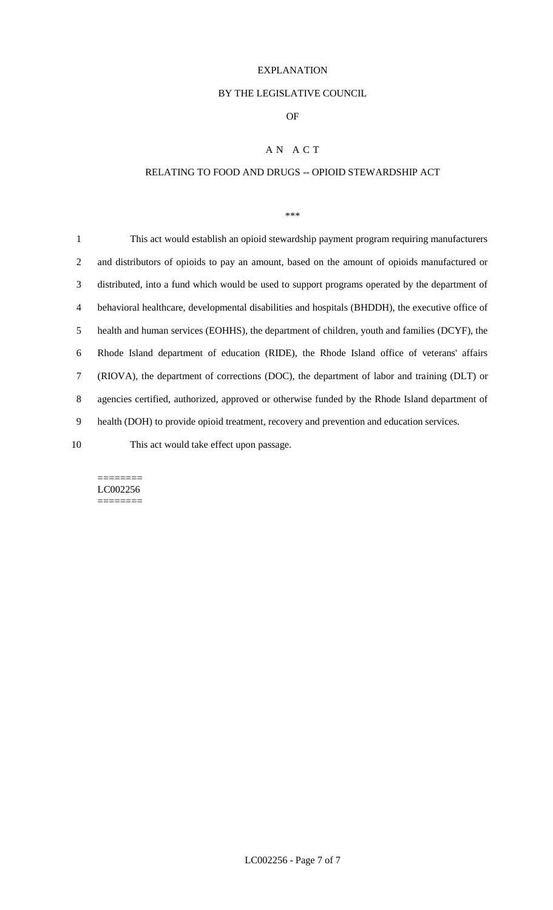EXPLANATION

BY THE LEGISLATIVE COUNCIL

OF

A N A C T

RELATING TO FOOD AND DRUGS -- OPIOID STEWARDSHIP ACT

\*\*\*

This act would establish an opioid stewardship payment program requiring manufacturers and distributors of opioids to pay an amount, based on the amount of opioids manufactured or distributed, into a fund which would be used to support programs operated by the department of behavioral healthcare, developmental disabilities and hospitals (BHDDH), the executive office of health and human services (EOHHS), the department of children, youth and families (DCYF), the Rhode Island department of education (RIDE), the Rhode Island office of veterans' affairs (RIOVA), the department of corrections (DOC), the department of labor and training (DLT) or agencies certified, authorized, approved or otherwise funded by the Rhode Island department of health (DOH) to provide opioid treatment, recovery and prevention and education services.

This act would take effect upon passage.

========
LC002256
========